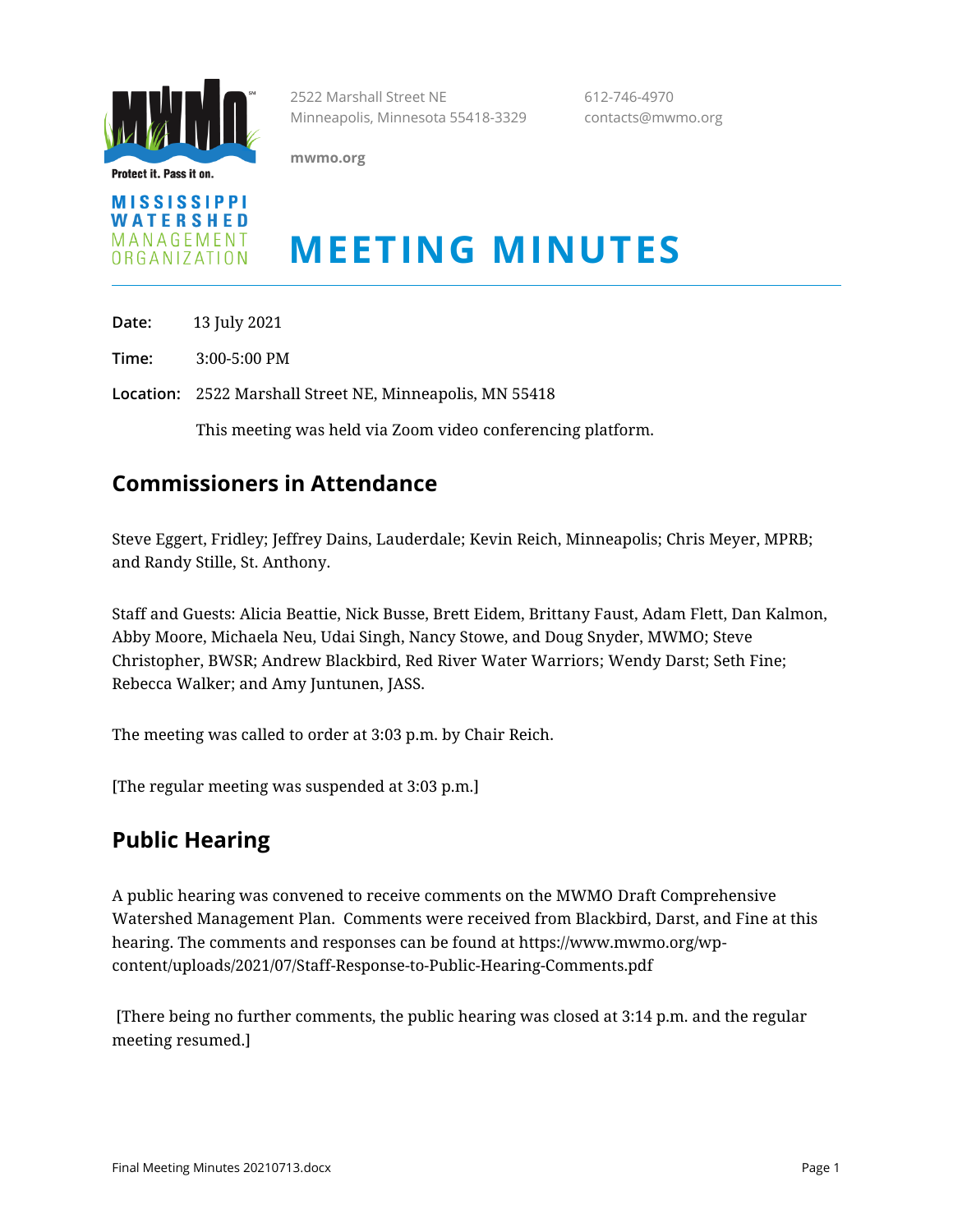Mississippi Watershed Management Organization

Protect it. Pass it on.

2522 Marshall Street NE
Minneapolis, Minnesota 55418-3329

mwmo.org

612-746-4970
contacts@mwmo.org

# MEETING MINUTES

**Date:** 13 July 2021

**Time:** 3:00-5:00 PM

**Location:** 2522 Marshall Street NE, Minneapolis, MN 55418

This meeting was held via Zoom video conferencing platform.

## Commissioners in Attendance

Steve Eggert, Fridley; Jeffrey Dains, Lauderdale; Kevin Reich, Minneapolis; Chris Meyer, MPRB; and Randy Stille, St. Anthony.

Staff and Guests: Alicia Beattie, Nick Busse, Brett Eidem, Brittany Faust, Adam Flett, Dan Kalmon, Abby Moore, Michaela Neu, Udai Singh, Nancy Stowe, and Doug Snyder, MWMO; Steve Christopher, BWSR; Andrew Blackbird, Red River Water Warriors; Wendy Darst; Seth Fine; Rebecca Walker; and Amy Juntunen, JASS.

The meeting was called to order at 3:03 p.m. by Chair Reich.

[The regular meeting was suspended at 3:03 p.m.]

## Public Hearing

A public hearing was convened to receive comments on the MWMO Draft Comprehensive Watershed Management Plan. Comments were received from Blackbird, Darst, and Fine at this hearing. The comments and responses can be found at https://www.mwmo.org/wp-content/uploads/2021/07/Staff-Response-to-Public-Hearing-Comments.pdf

[There being no further comments, the public hearing was closed at 3:14 p.m. and the regular meeting resumed.]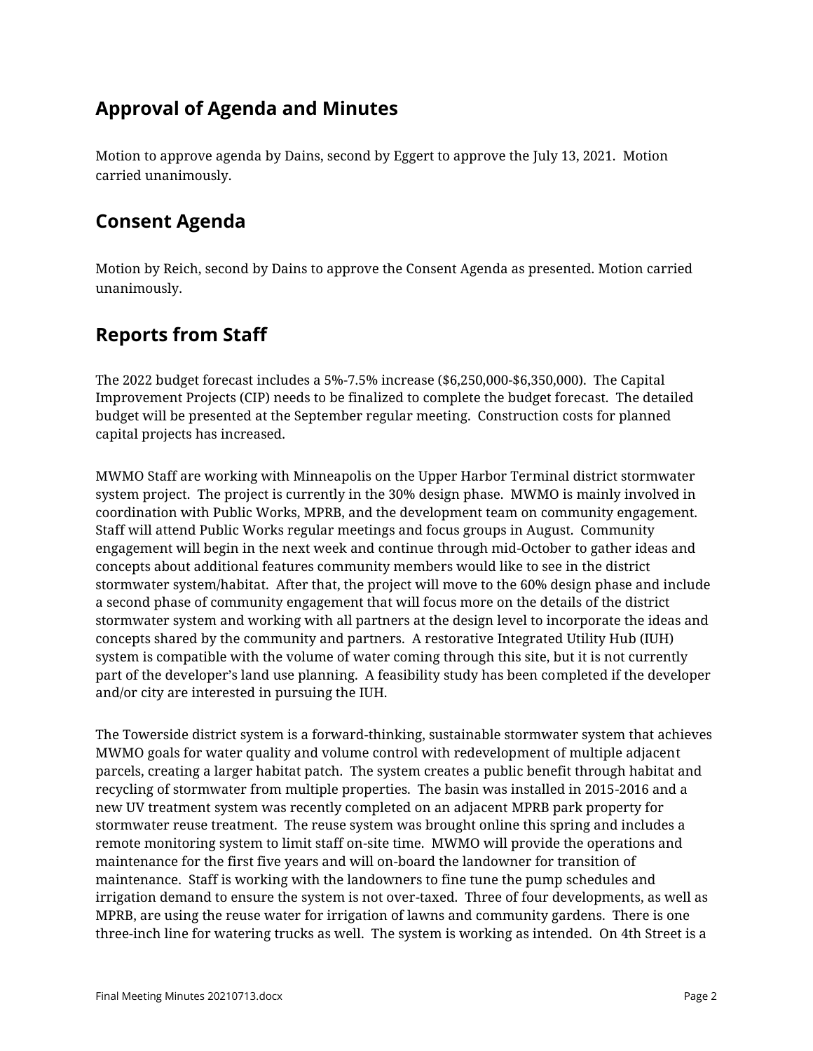## Approval of Agenda and Minutes

Motion to approve agenda by Dains, second by Eggert to approve the July 13, 2021. Motion carried unanimously.

## Consent Agenda

Motion by Reich, second by Dains to approve the Consent Agenda as presented. Motion carried unanimously.

## Reports from Staff

The 2022 budget forecast includes a 5%-7.5% increase ($6,250,000-$6,350,000). The Capital Improvement Projects (CIP) needs to be finalized to complete the budget forecast. The detailed budget will be presented at the September regular meeting. Construction costs for planned capital projects has increased.

MWMO Staff are working with Minneapolis on the Upper Harbor Terminal district stormwater system project. The project is currently in the 30% design phase. MWMO is mainly involved in coordination with Public Works, MPRB, and the development team on community engagement. Staff will attend Public Works regular meetings and focus groups in August. Community engagement will begin in the next week and continue through mid-October to gather ideas and concepts about additional features community members would like to see in the district stormwater system/habitat. After that, the project will move to the 60% design phase and include a second phase of community engagement that will focus more on the details of the district stormwater system and working with all partners at the design level to incorporate the ideas and concepts shared by the community and partners. A restorative Integrated Utility Hub (IUH) system is compatible with the volume of water coming through this site, but it is not currently part of the developer's land use planning. A feasibility study has been completed if the developer and/or city are interested in pursuing the IUH.

The Towerside district system is a forward-thinking, sustainable stormwater system that achieves MWMO goals for water quality and volume control with redevelopment of multiple adjacent parcels, creating a larger habitat patch. The system creates a public benefit through habitat and recycling of stormwater from multiple properties. The basin was installed in 2015-2016 and a new UV treatment system was recently completed on an adjacent MPRB park property for stormwater reuse treatment. The reuse system was brought online this spring and includes a remote monitoring system to limit staff on-site time. MWMO will provide the operations and maintenance for the first five years and will on-board the landowner for transition of maintenance. Staff is working with the landowners to fine tune the pump schedules and irrigation demand to ensure the system is not over-taxed. Three of four developments, as well as MPRB, are using the reuse water for irrigation of lawns and community gardens. There is one three-inch line for watering trucks as well. The system is working as intended. On 4th Street is a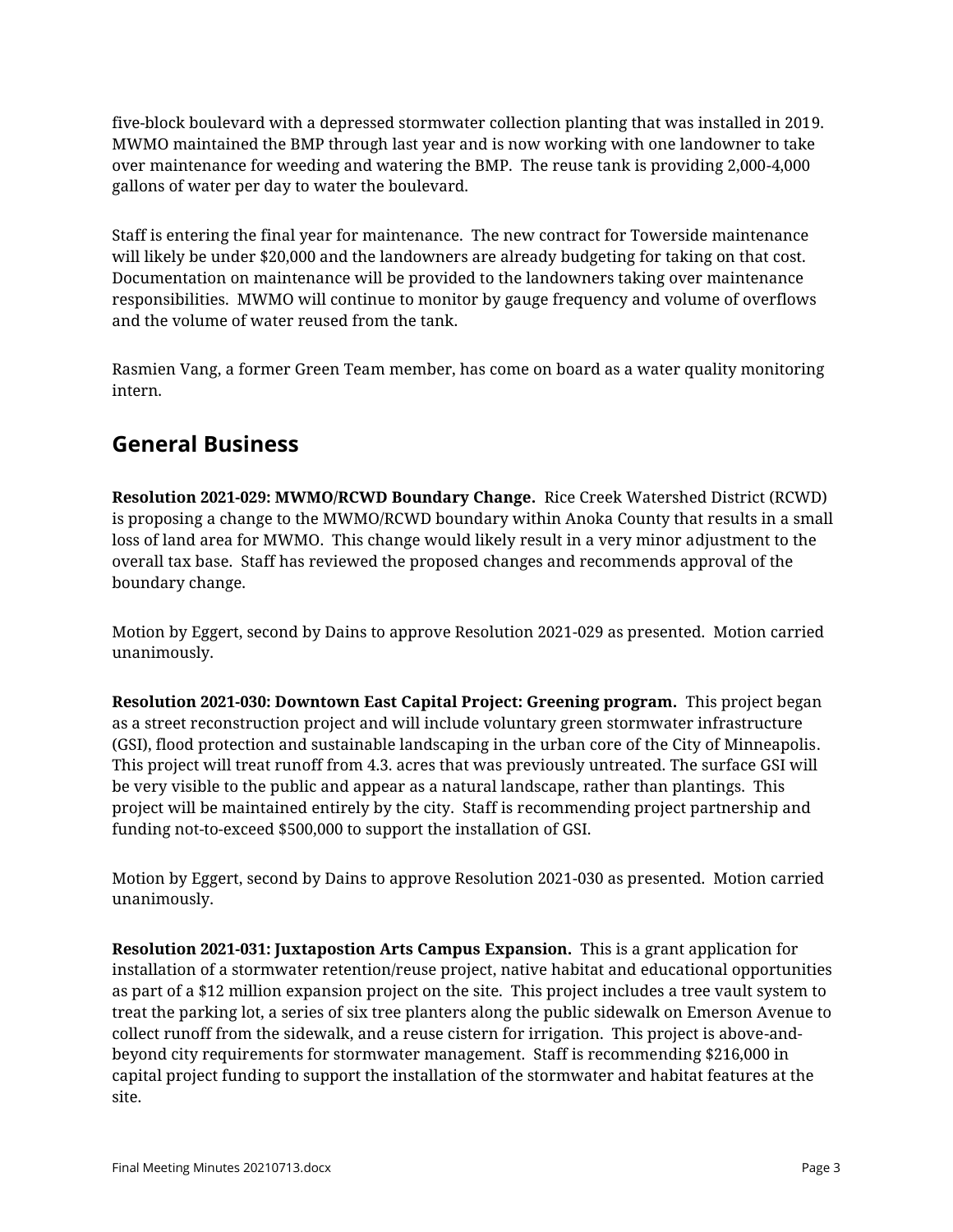five-block boulevard with a depressed stormwater collection planting that was installed in 2019. MWMO maintained the BMP through last year and is now working with one landowner to take over maintenance for weeding and watering the BMP. The reuse tank is providing 2,000-4,000 gallons of water per day to water the boulevard.

Staff is entering the final year for maintenance. The new contract for Towerside maintenance will likely be under $20,000 and the landowners are already budgeting for taking on that cost. Documentation on maintenance will be provided to the landowners taking over maintenance responsibilities. MWMO will continue to monitor by gauge frequency and volume of overflows and the volume of water reused from the tank.

Rasmien Vang, a former Green Team member, has come on board as a water quality monitoring intern.

## General Business

**Resolution 2021-029: MWMO/RCWD Boundary Change.** Rice Creek Watershed District (RCWD) is proposing a change to the MWMO/RCWD boundary within Anoka County that results in a small loss of land area for MWMO. This change would likely result in a very minor adjustment to the overall tax base. Staff has reviewed the proposed changes and recommends approval of the boundary change.

Motion by Eggert, second by Dains to approve Resolution 2021-029 as presented. Motion carried unanimously.

**Resolution 2021-030: Downtown East Capital Project: Greening program.** This project began as a street reconstruction project and will include voluntary green stormwater infrastructure (GSI), flood protection and sustainable landscaping in the urban core of the City of Minneapolis. This project will treat runoff from 4.3. acres that was previously untreated. The surface GSI will be very visible to the public and appear as a natural landscape, rather than plantings. This project will be maintained entirely by the city. Staff is recommending project partnership and funding not-to-exceed $500,000 to support the installation of GSI.

Motion by Eggert, second by Dains to approve Resolution 2021-030 as presented. Motion carried unanimously.

**Resolution 2021-031: Juxtapostion Arts Campus Expansion.** This is a grant application for installation of a stormwater retention/reuse project, native habitat and educational opportunities as part of a $12 million expansion project on the site. This project includes a tree vault system to treat the parking lot, a series of six tree planters along the public sidewalk on Emerson Avenue to collect runoff from the sidewalk, and a reuse cistern for irrigation. This project is above-and-beyond city requirements for stormwater management. Staff is recommending $216,000 in capital project funding to support the installation of the stormwater and habitat features at the site.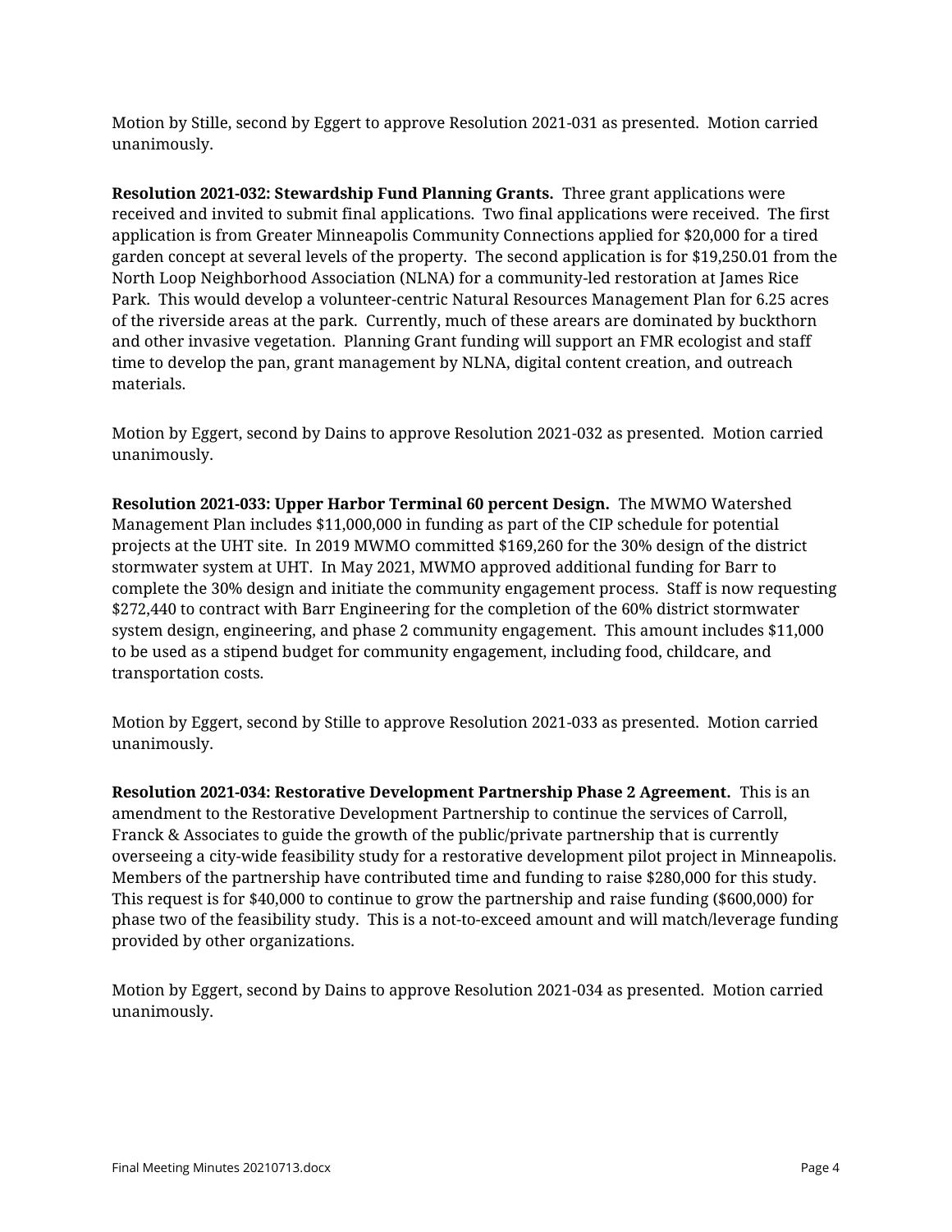Motion by Stille, second by Eggert to approve Resolution 2021-031 as presented. Motion carried unanimously.

**Resolution 2021-032: Stewardship Fund Planning Grants.** Three grant applications were received and invited to submit final applications. Two final applications were received. The first application is from Greater Minneapolis Community Connections applied for $20,000 for a tired garden concept at several levels of the property. The second application is for $19,250.01 from the North Loop Neighborhood Association (NLNA) for a community-led restoration at James Rice Park. This would develop a volunteer-centric Natural Resources Management Plan for 6.25 acres of the riverside areas at the park. Currently, much of these arears are dominated by buckthorn and other invasive vegetation. Planning Grant funding will support an FMR ecologist and staff time to develop the pan, grant management by NLNA, digital content creation, and outreach materials.

Motion by Eggert, second by Dains to approve Resolution 2021-032 as presented. Motion carried unanimously.

**Resolution 2021-033: Upper Harbor Terminal 60 percent Design.** The MWMO Watershed Management Plan includes $11,000,000 in funding as part of the CIP schedule for potential projects at the UHT site. In 2019 MWMO committed $169,260 for the 30% design of the district stormwater system at UHT. In May 2021, MWMO approved additional funding for Barr to complete the 30% design and initiate the community engagement process. Staff is now requesting $272,440 to contract with Barr Engineering for the completion of the 60% district stormwater system design, engineering, and phase 2 community engagement. This amount includes $11,000 to be used as a stipend budget for community engagement, including food, childcare, and transportation costs.

Motion by Eggert, second by Stille to approve Resolution 2021-033 as presented. Motion carried unanimously.

**Resolution 2021-034: Restorative Development Partnership Phase 2 Agreement.** This is an amendment to the Restorative Development Partnership to continue the services of Carroll, Franck & Associates to guide the growth of the public/private partnership that is currently overseeing a city-wide feasibility study for a restorative development pilot project in Minneapolis. Members of the partnership have contributed time and funding to raise $280,000 for this study. This request is for $40,000 to continue to grow the partnership and raise funding ($600,000) for phase two of the feasibility study. This is a not-to-exceed amount and will match/leverage funding provided by other organizations.

Motion by Eggert, second by Dains to approve Resolution 2021-034 as presented. Motion carried unanimously.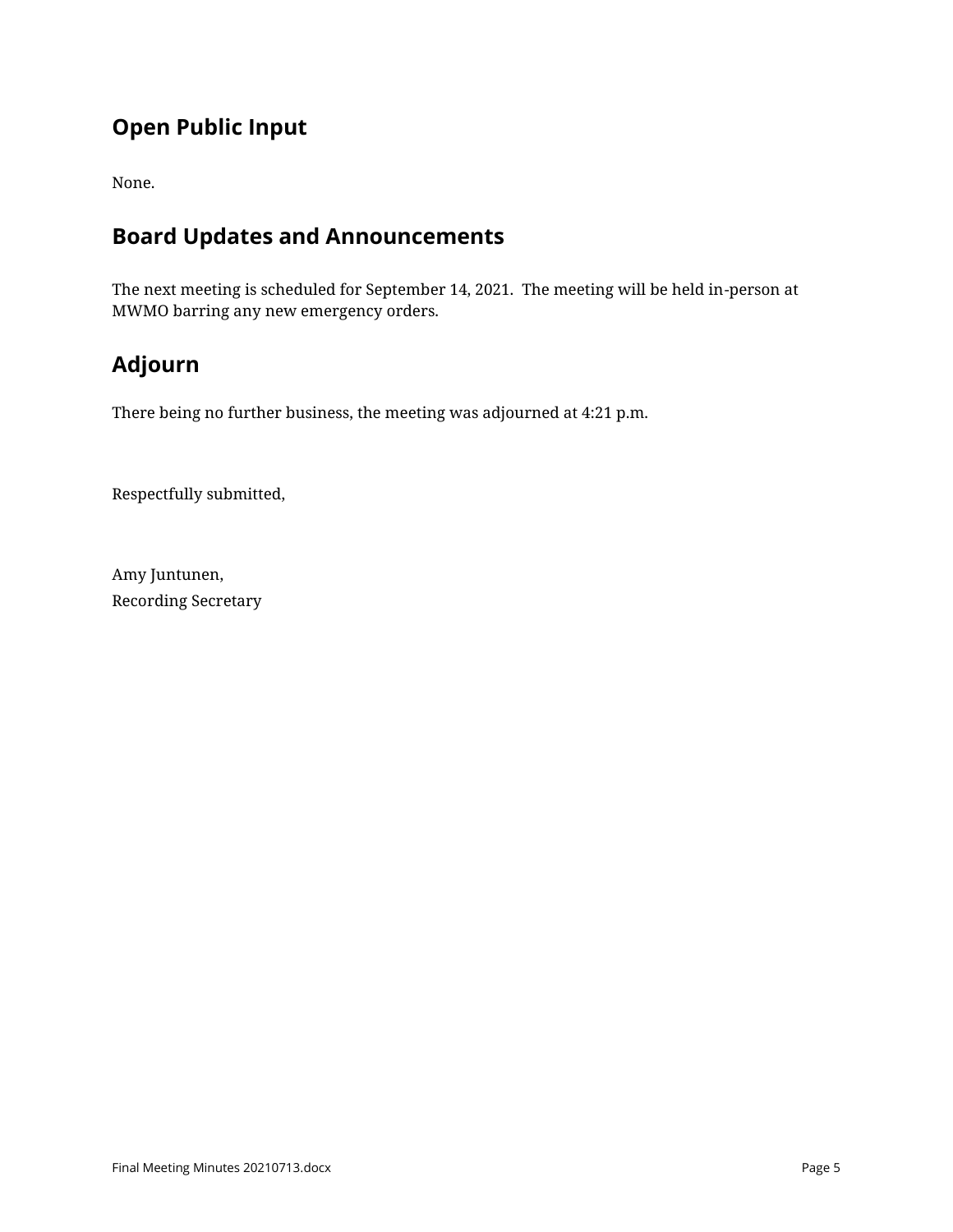## Open Public Input

None.

## Board Updates and Announcements

The next meeting is scheduled for September 14, 2021. The meeting will be held in-person at MWMO barring any new emergency orders.

## Adjourn

There being no further business, the meeting was adjourned at 4:21 p.m.

Respectfully submitted,

Amy Juntunen,
Recording Secretary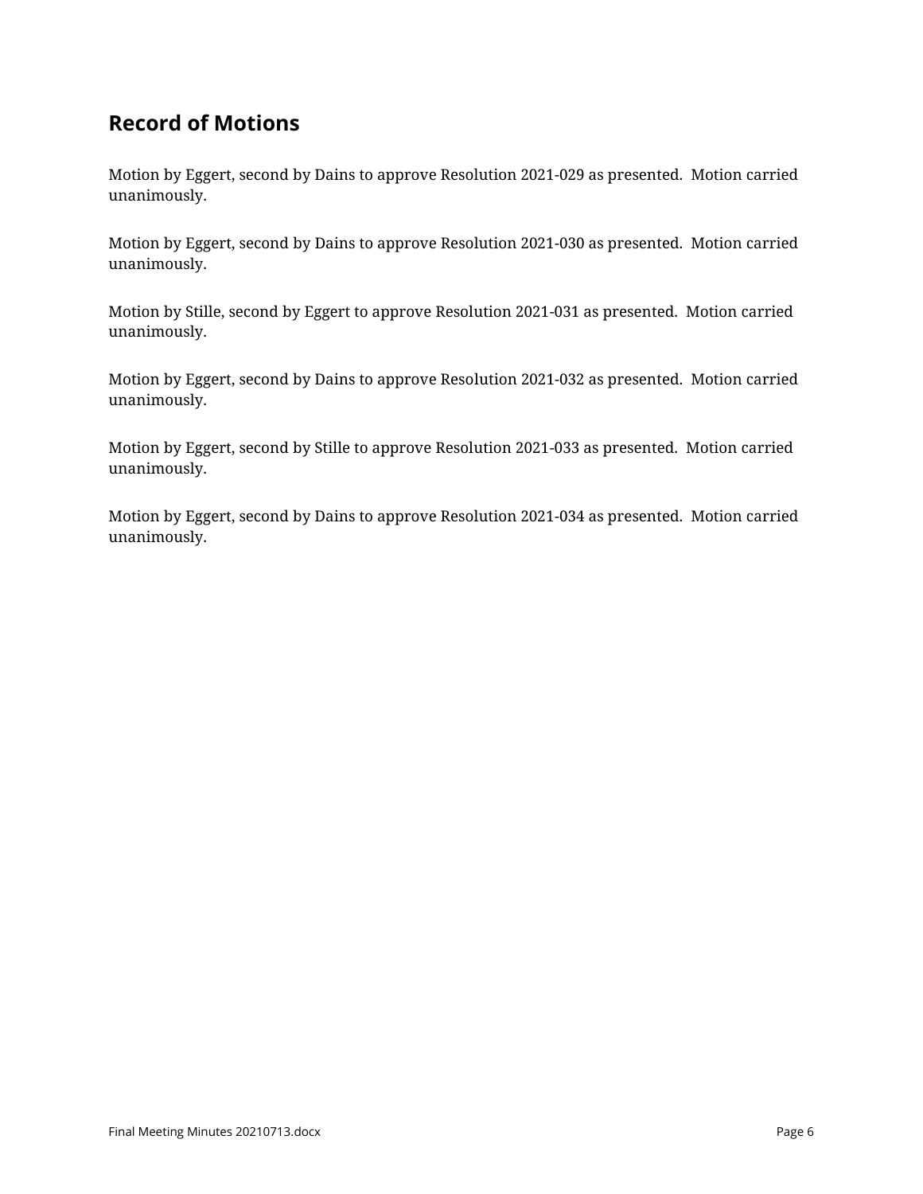## Record of Motions

Motion by Eggert, second by Dains to approve Resolution 2021-029 as presented. Motion carried unanimously.

Motion by Eggert, second by Dains to approve Resolution 2021-030 as presented. Motion carried unanimously.

Motion by Stille, second by Eggert to approve Resolution 2021-031 as presented. Motion carried unanimously.

Motion by Eggert, second by Dains to approve Resolution 2021-032 as presented. Motion carried unanimously.

Motion by Eggert, second by Stille to approve Resolution 2021-033 as presented. Motion carried unanimously.

Motion by Eggert, second by Dains to approve Resolution 2021-034 as presented. Motion carried unanimously.